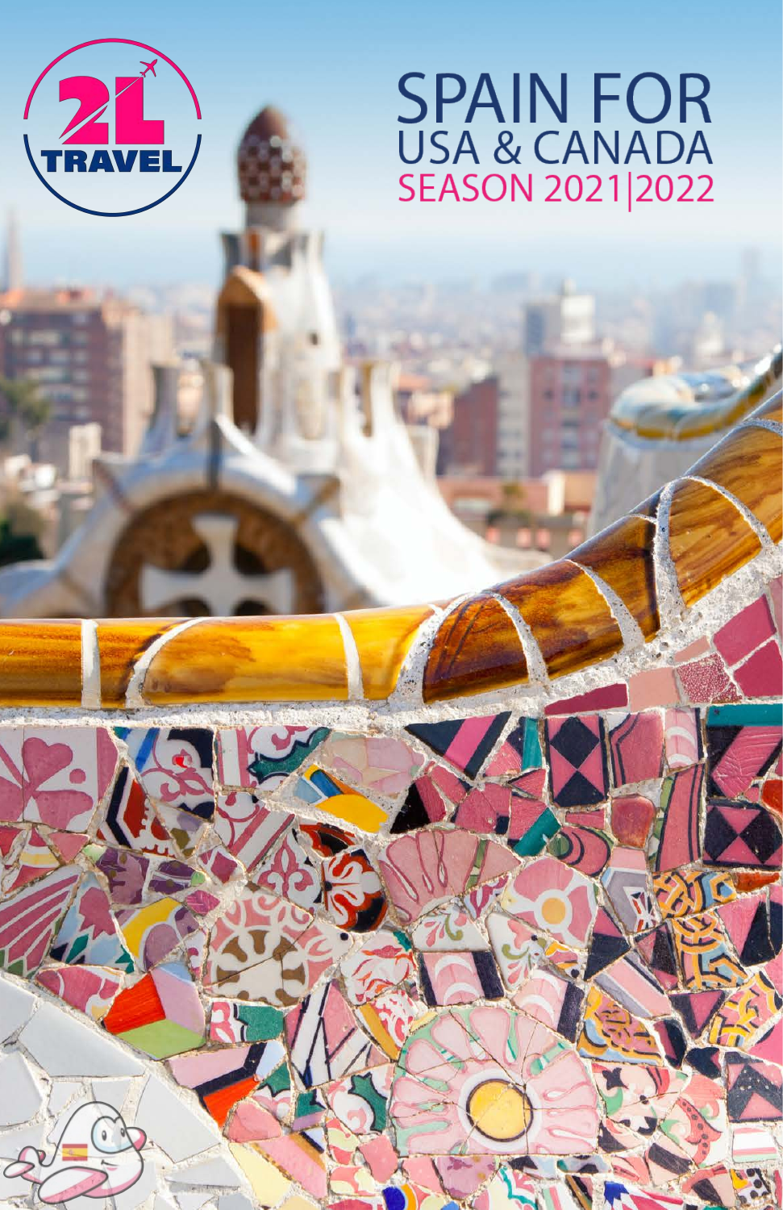2L TRAVEL

# SPAIN FOR
## USA & CANADA
## SEASON 2021|2022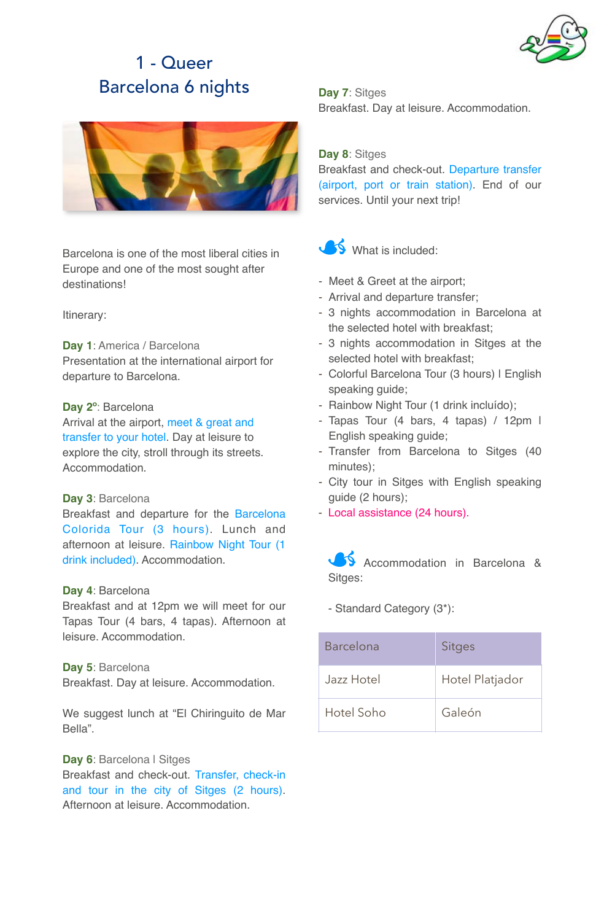# 1 - Queer
# Barcelona 6 nights

Barcelona is one of the most liberal cities in Europe and one of the most sought after destinations!

Itinerary:

**Day 1**: America / Barcelona
Presentation at the international airport for departure to Barcelona.

**Day 2º**: Barcelona
Arrival at the airport, meet & great and transfer to your hotel. Day at leisure to explore the city, stroll through its streets. Accommodation.

**Day 3**: Barcelona
Breakfast and departure for the Barcelona Colorida Tour (3 hours). Lunch and afternoon at leisure. Rainbow Night Tour (1 drink included). Accommodation.

**Day 4**: Barcelona
Breakfast and at 12pm we will meet for our Tapas Tour (4 bars, 4 tapas). Afternoon at leisure. Accommodation.

**Day 5**: Barcelona
Breakfast. Day at leisure. Accommodation.

We suggest lunch at "El Chiringuito de Mar Bella".

**Day 6**: Barcelona I Sitges
Breakfast and check-out. Transfer, check-in and tour in the city of Sitges (2 hours). Afternoon at leisure. Accommodation.

**Day 7**: Sitges
Breakfast. Day at leisure. Accommodation.

**Day 8**: Sitges
Breakfast and check-out. Departure transfer (airport, port or train station). End of our services. Until your next trip!

What is included:

- Meet & Greet at the airport;
- Arrival and departure transfer;
- 3 nights accommodation in Barcelona at the selected hotel with breakfast;
- 3 nights accommodation in Sitges at the selected hotel with breakfast;
- Colorful Barcelona Tour (3 hours) I English speaking guide;
- Rainbow Night Tour (1 drink incluído);
- Tapas Tour (4 bars, 4 tapas) / 12pm I English speaking guide;
- Transfer from Barcelona to Sitges (40 minutes);
- City tour in Sitges with English speaking guide (2 hours);
- Local assistance (24 hours).

Accommodation in Barcelona & Sitges:

- Standard Category (3*):

| Barcelona | Sitges |
|---|---|
| Jazz Hotel | Hotel Platjador |
| Hotel Soho | Galeón |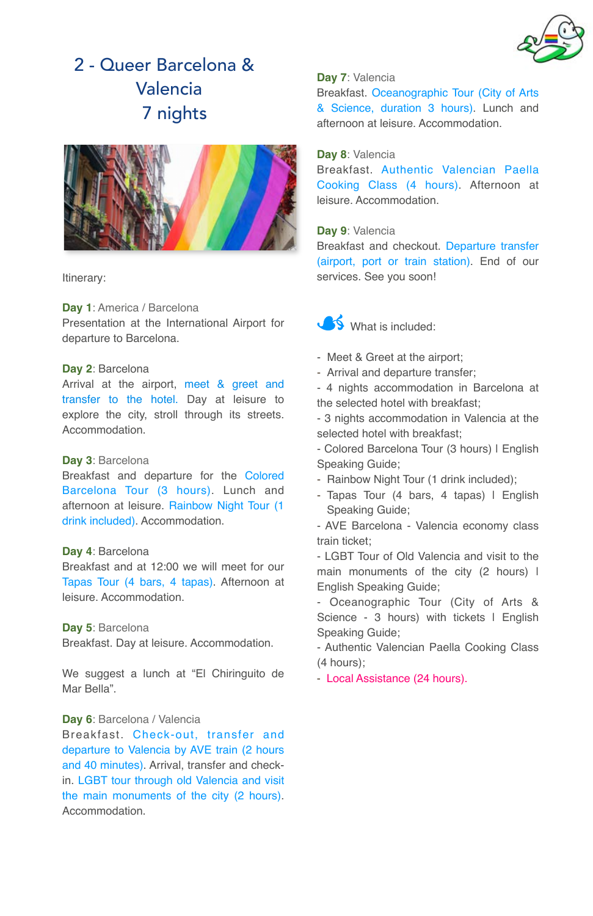# 2 - Queer Barcelona & Valencia 7 nights

Itinerary:

**Day 1**: America / Barcelona
Presentation at the International Airport for departure to Barcelona.

**Day 2**: Barcelona
Arrival at the airport, meet & greet and transfer to the hotel. Day at leisure to explore the city, stroll through its streets. Accommodation.

**Day 3**: Barcelona
Breakfast and departure for the Colored Barcelona Tour (3 hours). Lunch and afternoon at leisure. Rainbow Night Tour (1 drink included). Accommodation.

**Day 4**: Barcelona
Breakfast and at 12:00 we will meet for our Tapas Tour (4 bars, 4 tapas). Afternoon at leisure. Accommodation.

**Day 5**: Barcelona
Breakfast. Day at leisure. Accommodation.

We suggest a lunch at "El Chiringuito de Mar Bella".

**Day 6**: Barcelona / Valencia
Breakfast. Check-out, transfer and departure to Valencia by AVE train (2 hours and 40 minutes). Arrival, transfer and check-in. LGBT tour through old Valencia and visit the main monuments of the city (2 hours). Accommodation.

**Day 7**: Valencia
Breakfast. Oceanographic Tour (City of Arts & Science, duration 3 hours). Lunch and afternoon at leisure. Accommodation.

**Day 8**: Valencia
Breakfast. Authentic Valencian Paella Cooking Class (4 hours). Afternoon at leisure. Accommodation.

**Day 9**: Valencia
Breakfast and checkout. Departure transfer (airport, port or train station). End of our services. See you soon!

What is included:

- Meet & Greet at the airport;
- Arrival and departure transfer;
- 4 nights accommodation in Barcelona at the selected hotel with breakfast;
- 3 nights accommodation in Valencia at the selected hotel with breakfast;
- Colored Barcelona Tour (3 hours) | English Speaking Guide;
- Rainbow Night Tour (1 drink included);
- Tapas Tour (4 bars, 4 tapas) | English Speaking Guide;
- AVE Barcelona - Valencia economy class train ticket;
- LGBT Tour of Old Valencia and visit to the main monuments of the city (2 hours) | English Speaking Guide;
- Oceanographic Tour (City of Arts & Science - 3 hours) with tickets | English Speaking Guide;
- Authentic Valencian Paella Cooking Class (4 hours);
- Local Assistance (24 hours).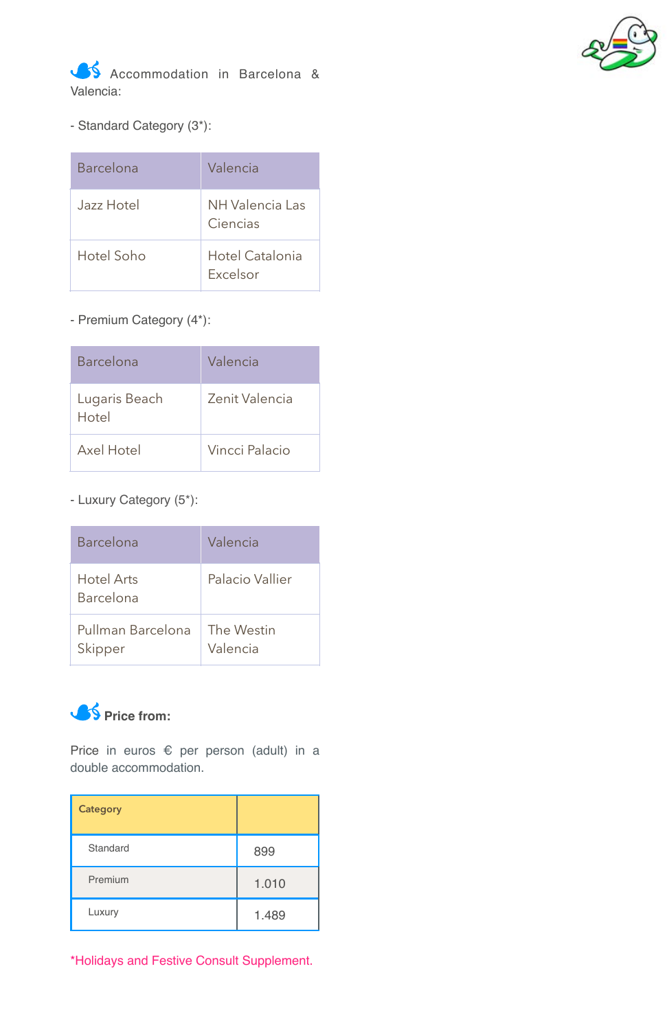## Accommodation in Barcelona & Valencia:

- Standard Category (3*):

| Barcelona | Valencia |
|---|---|
| Jazz Hotel | NH Valencia Las Ciencias |
| Hotel Soho | Hotel Catalonia Excelsor |

- Premium Category (4*):

| Barcelona | Valencia |
|---|---|
| Lugaris Beach Hotel | Zenit Valencia |
| Axel Hotel | Vincci Palacio |

- Luxury Category (5*):

| Barcelona | Valencia |
|---|---|
| Hotel Arts Barcelona | Palacio Vallier |
| Pullman Barcelona Skipper | The Westin Valencia |

## Price from:

Price in euros € per person (adult) in a double accommodation.

| Category | |
|---|---|
| Standard | 899 |
| Premium | 1.010 |
| Luxury | 1.489 |

*Holidays and Festive Consult Supplement.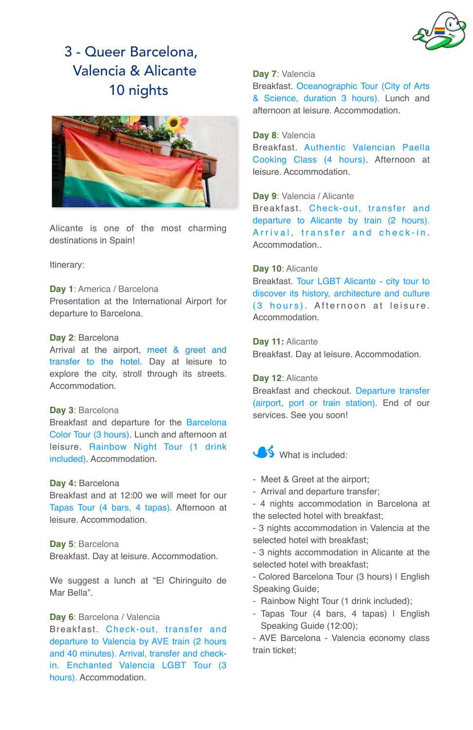# 3 - Queer Barcelona, Valencia & Alicante 10 nights

Alicante is one of the most charming destinations in Spain!

Itinerary:

**Day 1**: America / Barcelona
Presentation at the International Airport for departure to Barcelona.

**Day 2**: Barcelona
Arrival at the airport, meet & greet and transfer to the hotel. Day at leisure to explore the city, stroll through its streets. Accommodation.

**Day 3**: Barcelona
Breakfast and departure for the Barcelona Color Tour (3 hours). Lunch and afternoon at leisure. Rainbow Night Tour (1 drink included). Accommodation.

**Day 4:** Barcelona
Breakfast and at 12:00 we will meet for our Tapas Tour (4 bars, 4 tapas). Afternoon at leisure. Accommodation.

**Day 5**: Barcelona
Breakfast. Day at leisure. Accommodation.

We suggest a lunch at "El Chiringuito de Mar Bella".

**Day 6**: Barcelona / Valencia
Breakfast. Check-out, transfer and departure to Valencia by AVE train (2 hours and 40 minutes). Arrival, transfer and check-in. Enchanted Valencia LGBT Tour (3 hours). Accommodation.

**Day 7**: Valencia
Breakfast. Oceanographic Tour (City of Arts & Science, duration 3 hours). Lunch and afternoon at leisure. Accommodation.

**Day 8**: Valencia
Breakfast. Authentic Valencian Paella Cooking Class (4 hours). Afternoon at leisure. Accommodation.

**Day 9**: Valencia / Alicante
Breakfast. Check-out, transfer and departure to Alicante by train (2 hours). Arrival, transfer and check-in. Accommodation..

**Day 10**: Alicante
Breakfast. Tour LGBT Alicante - city tour to discover its history, architecture and culture (3 hours). Afternoon at leisure. Accommodation.

**Day 11:** Alicante
Breakfast. Day at leisure. Accommodation.

**Day 12**: Alicante
Breakfast and checkout. Departure transfer (airport, port or train station). End of our services. See you soon!

What is included:

- Meet & Greet at the airport;
- Arrival and departure transfer;
- 4 nights accommodation in Barcelona at the selected hotel with breakfast;
- 3 nights accommodation in Valencia at the selected hotel with breakfast;
- 3 nights accommodation in Alicante at the selected hotel with breakfast;
- Colored Barcelona Tour (3 hours) | English Speaking Guide;
- Rainbow Night Tour (1 drink included);
- Tapas Tour (4 bars, 4 tapas) | English Speaking Guide (12:00);
- AVE Barcelona - Valencia economy class train ticket;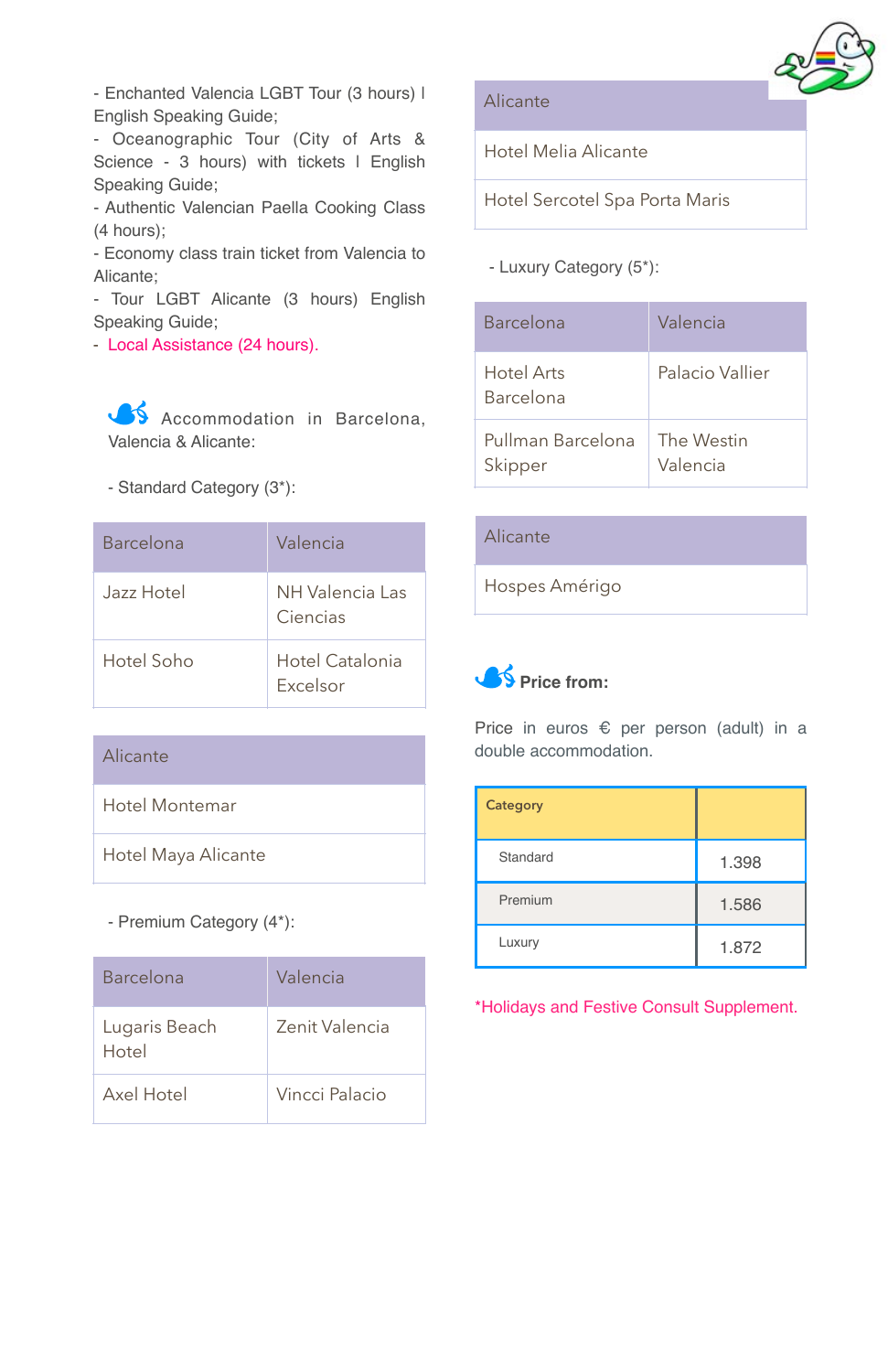- Enchanted Valencia LGBT Tour (3 hours) I English Speaking Guide;
- Oceanographic Tour (City of Arts & Science - 3 hours) with tickets I English Speaking Guide;
- Authentic Valencian Paella Cooking Class (4 hours);
- Economy class train ticket from Valencia to Alicante;
- Tour LGBT Alicante (3 hours) English Speaking Guide;
- Local Assistance (24 hours).

Accommodation in Barcelona, Valencia & Alicante:

- Standard Category (3*):

| Barcelona | Valencia |
|---|---|
| Jazz Hotel | NH Valencia Las Ciencias |
| Hotel Soho | Hotel Catalonia Excelsor |

| Alicante |
|---|
| Hotel Montemar |
| Hotel Maya Alicante |

- Premium Category (4*):

| Barcelona | Valencia |
|---|---|
| Lugaris Beach Hotel | Zenit Valencia |
| Axel Hotel | Vincci Palacio |

| Alicante |
|---|
| Hotel Melia Alicante |
| Hotel Sercotel Spa Porta Maris |

- Luxury Category (5*):

| Barcelona | Valencia |
|---|---|
| Hotel Arts Barcelona | Palacio Vallier |
| Pullman Barcelona Skipper | The Westin Valencia |

| Alicante |
|---|
| Hospes Amérigo |

**Price from:**

Price in euros € per person (adult) in a double accommodation.

| Category | |
|---|---|
| Standard | 1.398 |
| Premium | 1.586 |
| Luxury | 1.872 |

*Holidays and Festive Consult Supplement.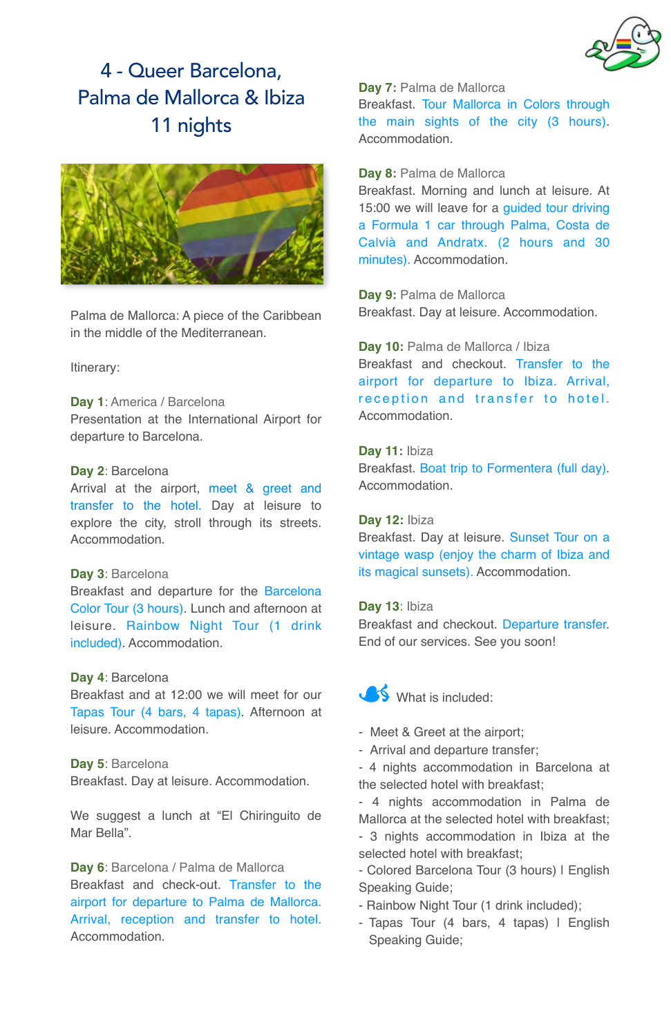# 4 - Queer Barcelona, Palma de Mallorca & Ibiza 11 nights

Palma de Mallorca: A piece of the Caribbean in the middle of the Mediterranean.

Itinerary:

**Day 1**: America / Barcelona
Presentation at the International Airport for departure to Barcelona.

**Day 2**: Barcelona
Arrival at the airport, meet & greet and transfer to the hotel. Day at leisure to explore the city, stroll through its streets. Accommodation.

**Day 3**: Barcelona
Breakfast and departure for the Barcelona Color Tour (3 hours). Lunch and afternoon at leisure. Rainbow Night Tour (1 drink included). Accommodation.

**Day 4**: Barcelona
Breakfast and at 12:00 we will meet for our Tapas Tour (4 bars, 4 tapas). Afternoon at leisure. Accommodation.

**Day 5**: Barcelona
Breakfast. Day at leisure. Accommodation.

We suggest a lunch at "El Chiringuito de Mar Bella".

**Day 6**: Barcelona / Palma de Mallorca
Breakfast and check-out. Transfer to the airport for departure to Palma de Mallorca. Arrival, reception and transfer to hotel. Accommodation.

**Day 7:** Palma de Mallorca
Breakfast. Tour Mallorca in Colors through the main sights of the city (3 hours). Accommodation.

**Day 8:** Palma de Mallorca
Breakfast. Morning and lunch at leisure. At 15:00 we will leave for a guided tour driving a Formula 1 car through Palma, Costa de Calvià and Andratx. (2 hours and 30 minutes). Accommodation.

**Day 9:** Palma de Mallorca
Breakfast. Day at leisure. Accommodation.

**Day 10:** Palma de Mallorca / Ibiza
Breakfast and checkout. Transfer to the airport for departure to Ibiza. Arrival, reception and transfer to hotel. Accommodation.

**Day 11:** Ibiza
Breakfast. Boat trip to Formentera (full day). Accommodation.

**Day 12:** Ibiza
Breakfast. Day at leisure. Sunset Tour on a vintage wasp (enjoy the charm of Ibiza and its magical sunsets). Accommodation.

**Day 13**: Ibiza
Breakfast and checkout. Departure transfer. End of our services. See you soon!

What is included:

- Meet & Greet at the airport;
- Arrival and departure transfer;
- 4 nights accommodation in Barcelona at the selected hotel with breakfast;
- 4 nights accommodation in Palma de Mallorca at the selected hotel with breakfast;
- 3 nights accommodation in Ibiza at the selected hotel with breakfast;
- Colored Barcelona Tour (3 hours) | English Speaking Guide;
- Rainbow Night Tour (1 drink included);
- Tapas Tour (4 bars, 4 tapas) | English Speaking Guide;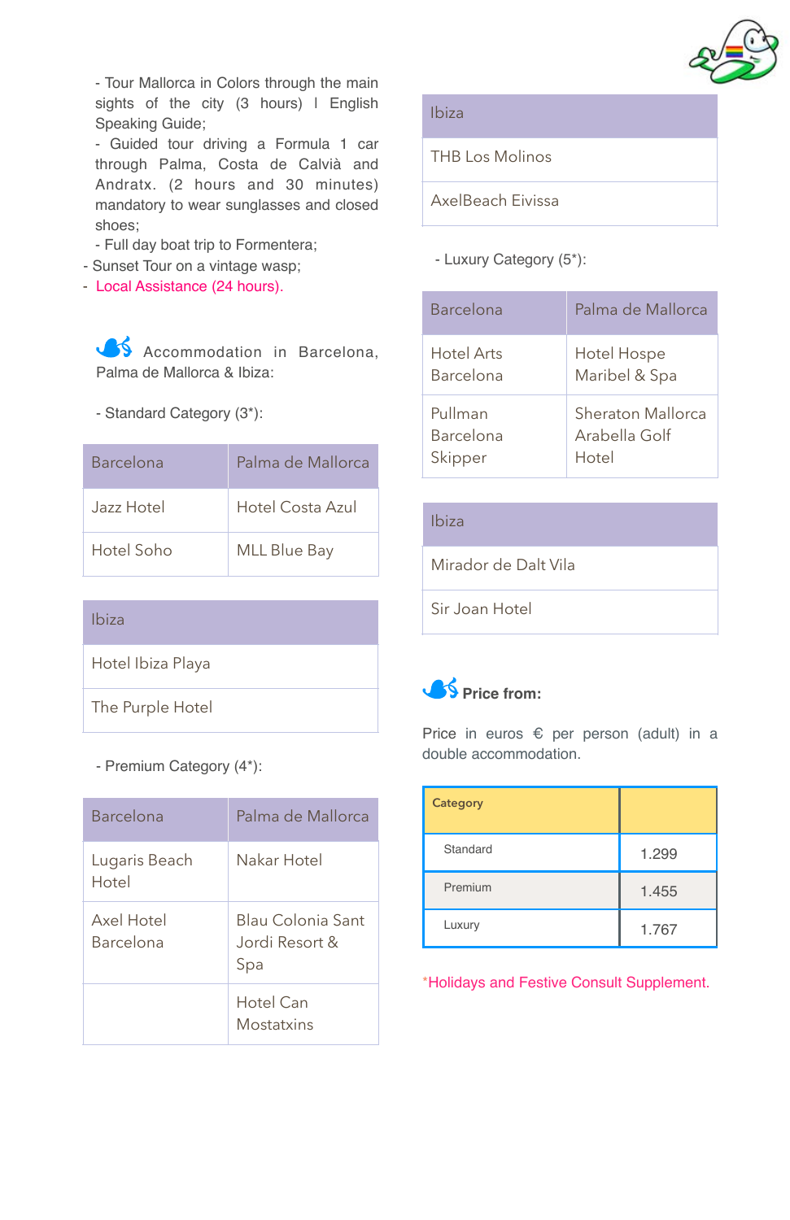- Tour Mallorca in Colors through the main sights of the city (3 hours) | English Speaking Guide;
- Guided tour driving a Formula 1 car through Palma, Costa de Calvià and Andratx. (2 hours and 30 minutes) mandatory to wear sunglasses and closed shoes;
- Full day boat trip to Formentera;
- Sunset Tour on a vintage wasp;
- Local Assistance (24 hours).

### Accommodation in Barcelona, Palma de Mallorca & Ibiza:

- Standard Category (3*):

| Barcelona | Palma de Mallorca |
|---|---|
| Jazz Hotel | Hotel Costa Azul |
| Hotel Soho | MLL Blue Bay |

| Ibiza |
|---|
| Hotel Ibiza Playa |
| The Purple Hotel |

- Premium Category (4*):

| Barcelona | Palma de Mallorca |
|---|---|
| Lugaris Beach Hotel | Nakar Hotel |
| Axel Hotel Barcelona | Blau Colonia Sant Jordi Resort & Spa |
| | Hotel Can Mostatxins |

| Ibiza |
|---|
| THB Los Molinos |
| AxelBeach Eivissa |

- Luxury Category (5*):

| Barcelona | Palma de Mallorca |
|---|---|
| Hotel Arts Barcelona | Hotel Hospe Maribel & Spa |
| Pullman Barcelona Skipper | Sheraton Mallorca Arabella Golf Hotel |

| Ibiza |
|---|
| Mirador de Dalt Vila |
| Sir Joan Hotel |

### Price from:

Price in euros € per person (adult) in a double accommodation.

| Category | |
|---|---|
| Standard | 1.299 |
| Premium | 1.455 |
| Luxury | 1.767 |

*Holidays and Festive Consult Supplement.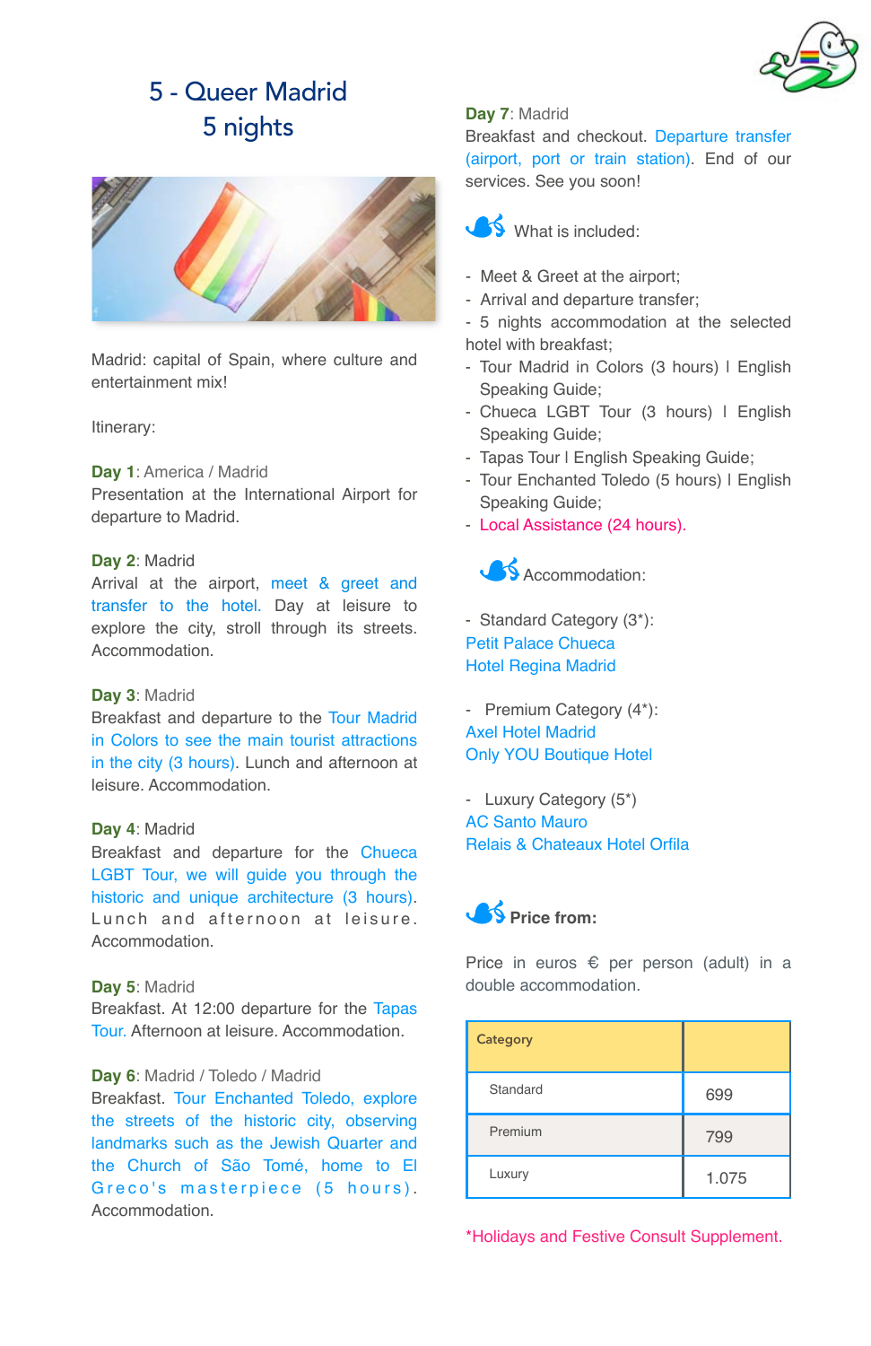# 5 - Queer Madrid
## 5 nights

Madrid: capital of Spain, where culture and entertainment mix!

Itinerary:

**Day 1**: America / Madrid
Presentation at the International Airport for departure to Madrid.

**Day 2**: Madrid
Arrival at the airport, meet & greet and transfer to the hotel. Day at leisure to explore the city, stroll through its streets. Accommodation.

**Day 3**: Madrid
Breakfast and departure to the Tour Madrid in Colors to see the main tourist attractions in the city (3 hours). Lunch and afternoon at leisure. Accommodation.

**Day 4**: Madrid
Breakfast and departure for the Chueca LGBT Tour, we will guide you through the historic and unique architecture (3 hours). Lunch and afternoon at leisure. Accommodation.

**Day 5**: Madrid
Breakfast. At 12:00 departure for the Tapas Tour. Afternoon at leisure. Accommodation.

**Day 6**: Madrid / Toledo / Madrid
Breakfast. Tour Enchanted Toledo, explore the streets of the historic city, observing landmarks such as the Jewish Quarter and the Church of São Tomé, home to El Greco's masterpiece (5 hours). Accommodation.

**Day 7**: Madrid
Breakfast and checkout. Departure transfer (airport, port or train station). End of our services. See you soon!

What is included:

- Meet & Greet at the airport;
- Arrival and departure transfer;
- 5 nights accommodation at the selected hotel with breakfast;
- Tour Madrid in Colors (3 hours) | English Speaking Guide;
- Chueca LGBT Tour (3 hours) | English Speaking Guide;
- Tapas Tour | English Speaking Guide;
- Tour Enchanted Toledo (5 hours) | English Speaking Guide;
- Local Assistance (24 hours).

Accommodation:

- Standard Category (3*):
Petit Palace Chueca
Hotel Regina Madrid

- Premium Category (4*):
Axel Hotel Madrid
Only YOU Boutique Hotel

- Luxury Category (5*)
AC Santo Mauro
Relais & Chateaux Hotel Orfila

**Price from:**

Price in euros € per person (adult) in a double accommodation.

| Category | |
|---|---|
| Standard | 699 |
| Premium | 799 |
| Luxury | 1.075 |

*Holidays and Festive Consult Supplement.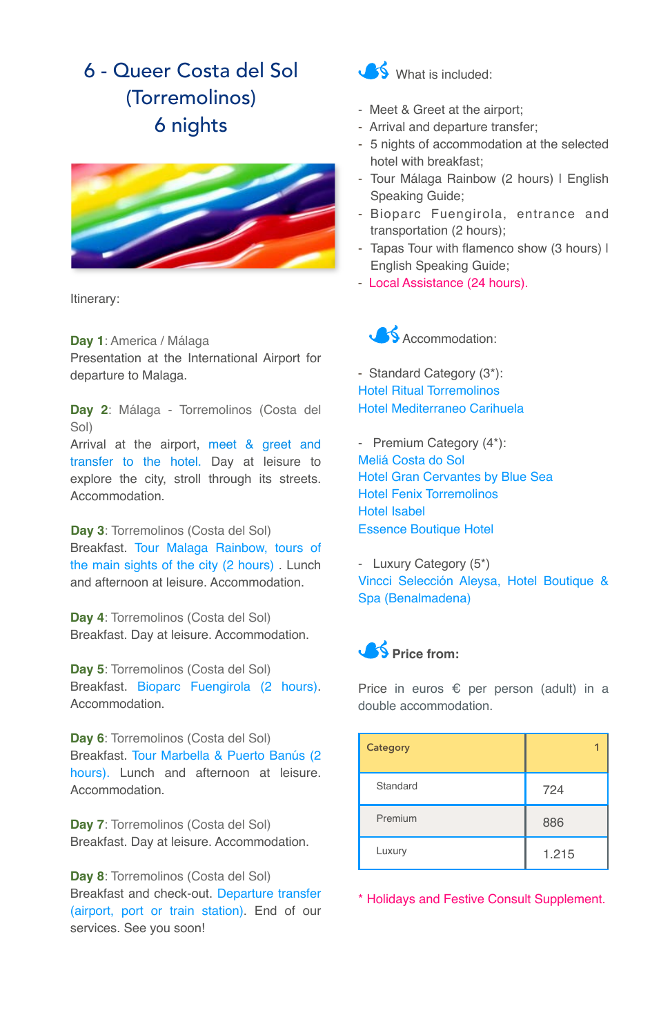# 6 - Queer Costa del Sol (Torremolinos) 6 nights

Itinerary:

**Day 1**: America / Málaga
Presentation at the International Airport for departure to Malaga.

**Day 2**: Málaga - Torremolinos (Costa del Sol)
Arrival at the airport, meet & greet and transfer to the hotel. Day at leisure to explore the city, stroll through its streets. Accommodation.

**Day 3**: Torremolinos (Costa del Sol)
Breakfast. Tour Malaga Rainbow, tours of the main sights of the city (2 hours) . Lunch and afternoon at leisure. Accommodation.

**Day 4**: Torremolinos (Costa del Sol)
Breakfast. Day at leisure. Accommodation.

**Day 5**: Torremolinos (Costa del Sol)
Breakfast. Bioparc Fuengirola (2 hours). Accommodation.

**Day 6**: Torremolinos (Costa del Sol)
Breakfast. Tour Marbella & Puerto Banús (2 hours). Lunch and afternoon at leisure. Accommodation.

**Day 7**: Torremolinos (Costa del Sol)
Breakfast. Day at leisure. Accommodation.

**Day 8**: Torremolinos (Costa del Sol)
Breakfast and check-out. Departure transfer (airport, port or train station). End of our services. See you soon!

## What is included:

- Meet & Greet at the airport;
- Arrival and departure transfer;
- 5 nights of accommodation at the selected hotel with breakfast;
- Tour Málaga Rainbow (2 hours) | English Speaking Guide;
- Bioparc Fuengirola, entrance and transportation (2 hours);
- Tapas Tour with flamenco show (3 hours) | English Speaking Guide;
- Local Assistance (24 hours).

## Accommodation:

- Standard Category (3*):

Hotel Ritual Torremolinos
Hotel Mediterraneo Carihuela

- Premium Category (4*):

Meliá Costa do Sol
Hotel Gran Cervantes by Blue Sea
Hotel Fenix Torremolinos
Hotel Isabel
Essence Boutique Hotel

- Luxury Category (5*)

Vincci Selección Aleysa, Hotel Boutique & Spa (Benalmadena)

## Price from:

Price in euros € per person (adult) in a double accommodation.

| Category | 1 |
|---|---|
| Standard | 724 |
| Premium | 886 |
| Luxury | 1.215 |

* Holidays and Festive Consult Supplement.